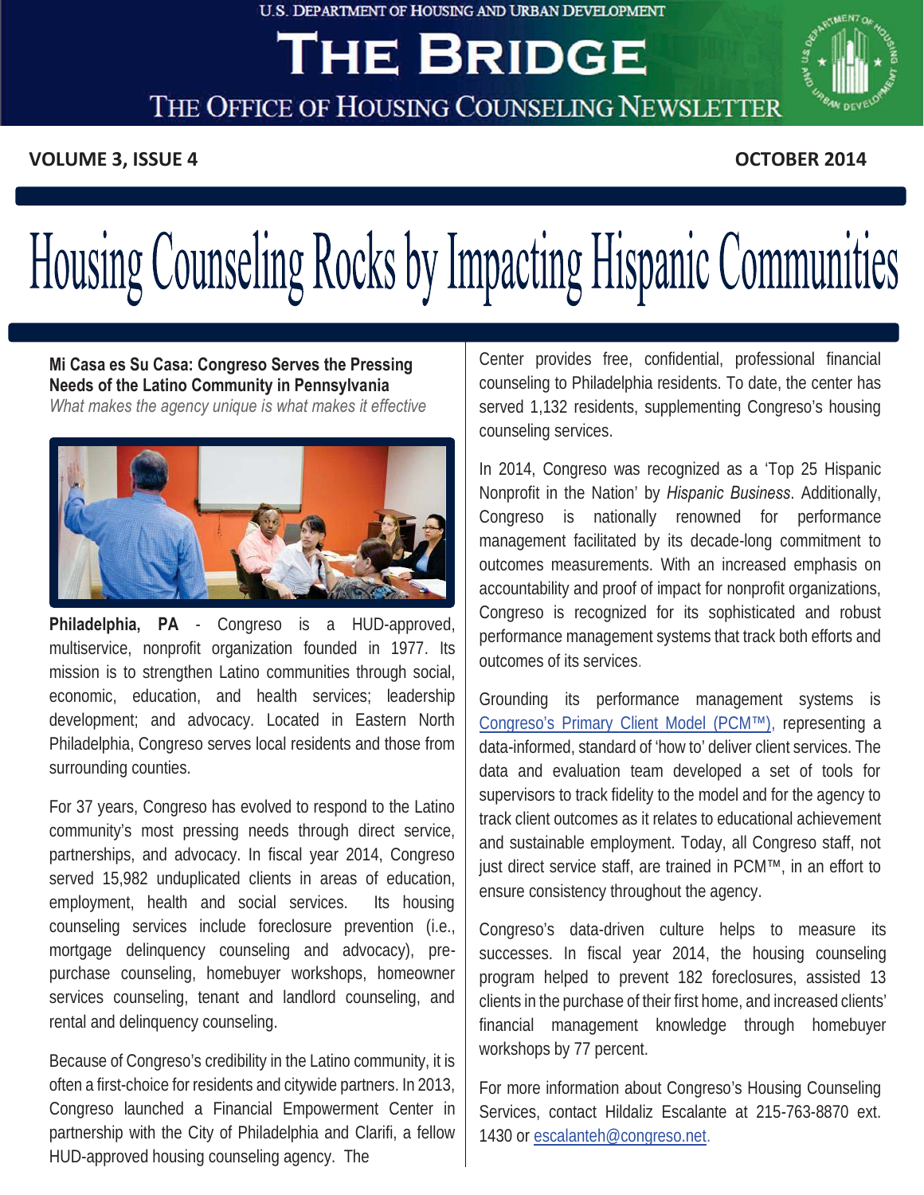U.S. DEPARTMENT OF HOUSING AND URBAN DEVELOPMENT

# THE BRIDGE

THE OFFICE OF HOUSING COUNSELING NEWSLETTER

**VOLUME 3, ISSUE 4** **OCTOBER 2014**

# Housing Counseling Rocks by Impacting Hispanic Communities

### Mi Casa es Su Casa: Congreso Serves the Pressing Needs of the Latino Community in Pennsylvania

*What makes the agency unique is what makes it effective*

**Philadelphia, PA** - Congreso is a HUD-approved, multiservice, nonprofit organization founded in 1977. Its mission is to strengthen Latino communities through social, economic, education, and health services; leadership development; and advocacy. Located in Eastern North Philadelphia, Congreso serves local residents and those from surrounding counties.

For 37 years, Congreso has evolved to respond to the Latino community's most pressing needs through direct service, partnerships, and advocacy. In fiscal year 2014, Congreso served 15,982 unduplicated clients in areas of education, employment, health and social services. Its housing counseling services include foreclosure prevention (i.e., mortgage delinquency counseling and advocacy), pre-purchase counseling, homebuyer workshops, homeowner services counseling, tenant and landlord counseling, and rental and delinquency counseling.

Because of Congreso's credibility in the Latino community, it is often a first-choice for residents and citywide partners. In 2013, Congreso launched a Financial Empowerment Center in partnership with the City of Philadelphia and Clarifi, a fellow HUD-approved housing counseling agency. The Center provides free, confidential, professional financial counseling to Philadelphia residents. To date, the center has served 1,132 residents, supplementing Congreso's housing counseling services.

In 2014, Congreso was recognized as a 'Top 25 Hispanic Nonprofit in the Nation' by *Hispanic Business*. Additionally, Congreso is nationally renowned for performance management facilitated by its decade-long commitment to outcomes measurements. With an increased emphasis on accountability and proof of impact for nonprofit organizations, Congreso is recognized for its sophisticated and robust performance management systems that track both efforts and outcomes of its services.

Grounding its performance management systems is Congreso's Primary Client Model (PCM™), representing a data-informed, standard of 'how to' deliver client services. The data and evaluation team developed a set of tools for supervisors to track fidelity to the model and for the agency to track client outcomes as it relates to educational achievement and sustainable employment. Today, all Congreso staff, not just direct service staff, are trained in PCM™, in an effort to ensure consistency throughout the agency.

Congreso's data-driven culture helps to measure its successes. In fiscal year 2014, the housing counseling program helped to prevent 182 foreclosures, assisted 13 clients in the purchase of their first home, and increased clients' financial management knowledge through homebuyer workshops by 77 percent.

For more information about Congreso's Housing Counseling Services, contact Hildaliz Escalante at 215-763-8870 ext. 1430 or escalanteh@congreso.net.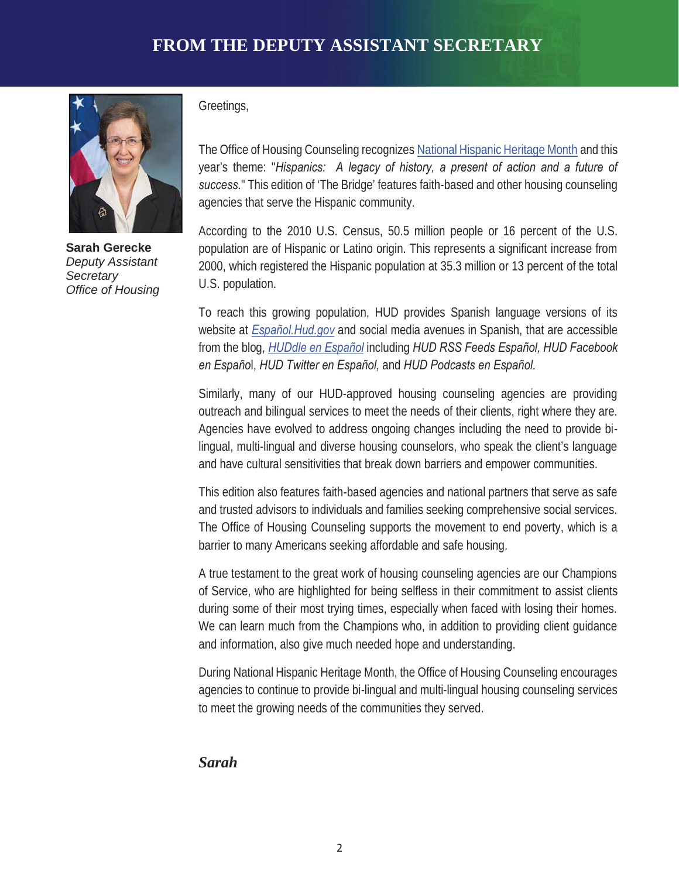# FROM THE DEPUTY ASSISTANT SECRETARY

**Sarah Gerecke**
*Deputy Assistant Secretary*
*Office of Housing*

Greetings,

The Office of Housing Counseling recognizes National Hispanic Heritage Month and this year's theme: "*Hispanics: A legacy of history, a present of action and a future of success.*" This edition of 'The Bridge' features faith-based and other housing counseling agencies that serve the Hispanic community.

According to the 2010 U.S. Census, 50.5 million people or 16 percent of the U.S. population are of Hispanic or Latino origin. This represents a significant increase from 2000, which registered the Hispanic population at 35.3 million or 13 percent of the total U.S. population.

To reach this growing population, HUD provides Spanish language versions of its website at *Español.Hud.gov* and social media avenues in Spanish, that are accessible from the blog, *HUDdle en Español* including *HUD RSS Feeds Español, HUD Facebook en Español*, *HUD Twitter en Español,* and *HUD Podcasts en Español.*

Similarly, many of our HUD-approved housing counseling agencies are providing outreach and bilingual services to meet the needs of their clients, right where they are. Agencies have evolved to address ongoing changes including the need to provide bi-lingual, multi-lingual and diverse housing counselors, who speak the client's language and have cultural sensitivities that break down barriers and empower communities.

This edition also features faith-based agencies and national partners that serve as safe and trusted advisors to individuals and families seeking comprehensive social services. The Office of Housing Counseling supports the movement to end poverty, which is a barrier to many Americans seeking affordable and safe housing.

A true testament to the great work of housing counseling agencies are our Champions of Service, who are highlighted for being selfless in their commitment to assist clients during some of their most trying times, especially when faced with losing their homes. We can learn much from the Champions who, in addition to providing client guidance and information, also give much needed hope and understanding.

During National Hispanic Heritage Month, the Office of Housing Counseling encourages agencies to continue to provide bi-lingual and multi-lingual housing counseling services to meet the growing needs of the communities they served.

***Sarah***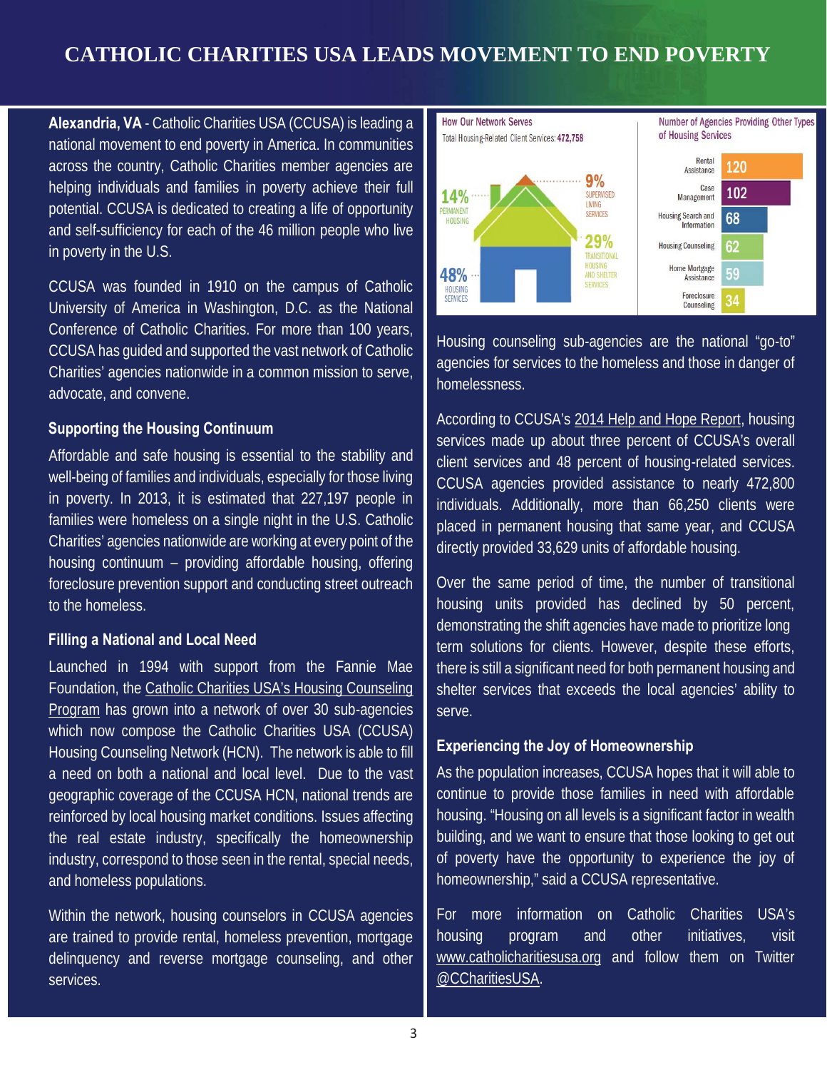# CATHOLIC CHARITIES USA LEADS MOVEMENT TO END POVERTY

**Alexandria, VA** - Catholic Charities USA (CCUSA) is leading a national movement to end poverty in America. In communities across the country, Catholic Charities member agencies are helping individuals and families in poverty achieve their full potential. CCUSA is dedicated to creating a life of opportunity and self-sufficiency for each of the 46 million people who live in poverty in the U.S.

CCUSA was founded in 1910 on the campus of Catholic University of America in Washington, D.C. as the National Conference of Catholic Charities. For more than 100 years, CCUSA has guided and supported the vast network of Catholic Charities' agencies nationwide in a common mission to serve, advocate, and convene.

### Supporting the Housing Continuum

Affordable and safe housing is essential to the stability and well-being of families and individuals, especially for those living in poverty. In 2013, it is estimated that 227,197 people in families were homeless on a single night in the U.S. Catholic Charities' agencies nationwide are working at every point of the housing continuum – providing affordable housing, offering foreclosure prevention support and conducting street outreach to the homeless.

### Filling a National and Local Need

Launched in 1994 with support from the Fannie Mae Foundation, the Catholic Charities USA's Housing Counseling Program has grown into a network of over 30 sub-agencies which now compose the Catholic Charities USA (CCUSA) Housing Counseling Network (HCN). The network is able to fill a need on both a national and local level. Due to the vast geographic coverage of the CCUSA HCN, national trends are reinforced by local housing market conditions. Issues affecting the real estate industry, specifically the homeownership industry, correspond to those seen in the rental, special needs, and homeless populations.

Within the network, housing counselors in CCUSA agencies are trained to provide rental, homeless prevention, mortgage delinquency and reverse mortgage counseling, and other services.

**How Our Network Serves**

Total Housing-Related Client Services: 472,758

- 48% Housing Services
- 29% Transitional Housing and Shelter Services
- 14% Permanent Housing
- 9% Supervised Living Services

**Number of Agencies Providing Other Types of Housing Services**

| Service | Number of Agencies |
|---|---|
| Rental Assistance | 120 |
| Case Management | 102 |
| Housing Search and Information | 68 |
| Housing Counseling | 62 |
| Home Mortgage Assistance | 59 |
| Foreclosure Counseling | 34 |

Housing counseling sub-agencies are the national "go-to" agencies for services to the homeless and those in danger of homelessness.

According to CCUSA's 2014 Help and Hope Report, housing services made up about three percent of CCUSA's overall client services and 48 percent of housing-related services. CCUSA agencies provided assistance to nearly 472,800 individuals. Additionally, more than 66,250 clients were placed in permanent housing that same year, and CCUSA directly provided 33,629 units of affordable housing.

Over the same period of time, the number of transitional housing units provided has declined by 50 percent, demonstrating the shift agencies have made to prioritize long term solutions for clients. However, despite these efforts, there is still a significant need for both permanent housing and shelter services that exceeds the local agencies' ability to serve.

### Experiencing the Joy of Homeownership

As the population increases, CCUSA hopes that it will able to continue to provide those families in need with affordable housing. "Housing on all levels is a significant factor in wealth building, and we want to ensure that those looking to get out of poverty have the opportunity to experience the joy of homeownership," said a CCUSA representative.

For more information on Catholic Charities USA's housing program and other initiatives, visit www.catholiccharitiesusa.org and follow them on Twitter @CCharitiesUSA.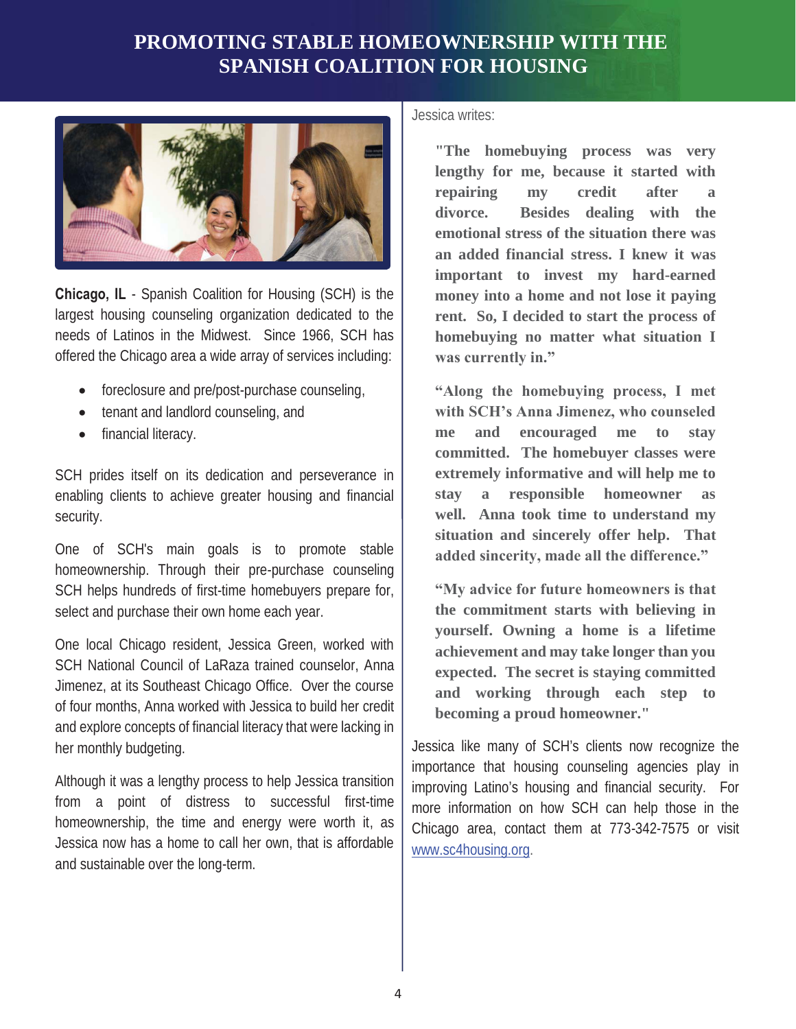# PROMOTING STABLE HOMEOWNERSHIP WITH THE SPANISH COALITION FOR HOUSING

**Chicago, IL** - Spanish Coalition for Housing (SCH) is the largest housing counseling organization dedicated to the needs of Latinos in the Midwest. Since 1966, SCH has offered the Chicago area a wide array of services including:

- foreclosure and pre/post-purchase counseling,
- tenant and landlord counseling, and
- financial literacy.

SCH prides itself on its dedication and perseverance in enabling clients to achieve greater housing and financial security.

One of SCH's main goals is to promote stable homeownership. Through their pre-purchase counseling SCH helps hundreds of first-time homebuyers prepare for, select and purchase their own home each year.

One local Chicago resident, Jessica Green, worked with SCH National Council of LaRaza trained counselor, Anna Jimenez, at its Southeast Chicago Office. Over the course of four months, Anna worked with Jessica to build her credit and explore concepts of financial literacy that were lacking in her monthly budgeting.

Although it was a lengthy process to help Jessica transition from a point of distress to successful first-time homeownership, the time and energy were worth it, as Jessica now has a home to call her own, that is affordable and sustainable over the long-term.

Jessica writes:

> **"The homebuying process was very lengthy for me, because it started with repairing my credit after a divorce. Besides dealing with the emotional stress of the situation there was an added financial stress. I knew it was important to invest my hard-earned money into a home and not lose it paying rent. So, I decided to start the process of homebuying no matter what situation I was currently in."**
>
> **"Along the homebuying process, I met with SCH's Anna Jimenez, who counseled me and encouraged me to stay committed. The homebuyer classes were extremely informative and will help me to stay a responsible homeowner as well. Anna took time to understand my situation and sincerely offer help. That added sincerity, made all the difference."**
>
> **"My advice for future homeowners is that the commitment starts with believing in yourself. Owning a home is a lifetime achievement and may take longer than you expected. The secret is staying committed and working through each step to becoming a proud homeowner."**

Jessica like many of SCH's clients now recognize the importance that housing counseling agencies play in improving Latino's housing and financial security. For more information on how SCH can help those in the Chicago area, contact them at 773-342-7575 or visit www.sc4housing.org.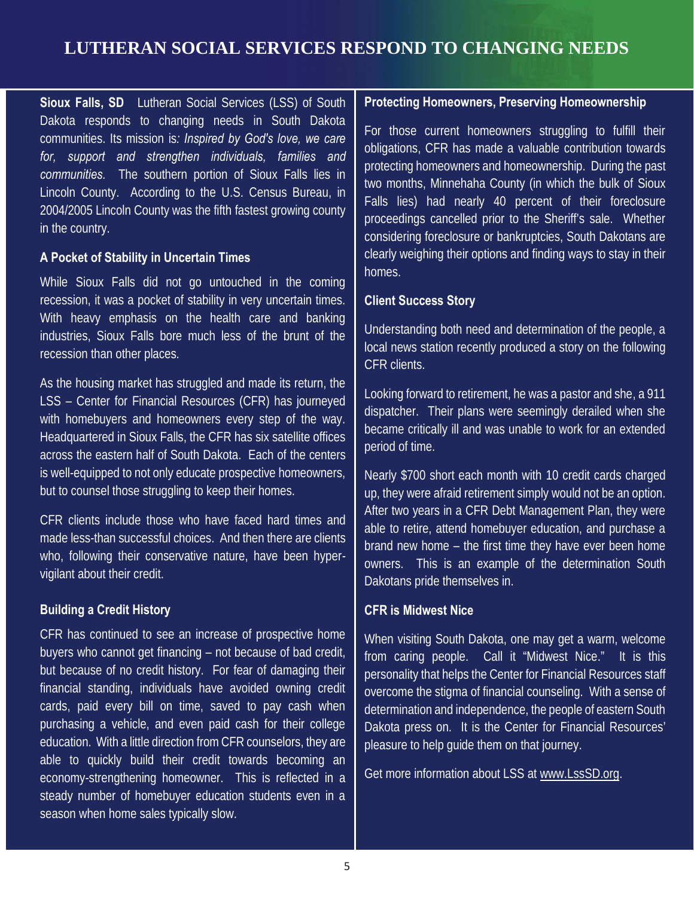# LUTHERAN SOCIAL SERVICES RESPOND TO CHANGING NEEDS

**Sioux Falls, SD** Lutheran Social Services (LSS) of South Dakota responds to changing needs in South Dakota communities. Its mission is*: Inspired by God's love, we care for, support and strengthen individuals, families and communities.* The southern portion of Sioux Falls lies in Lincoln County. According to the U.S. Census Bureau, in 2004/2005 Lincoln County was the fifth fastest growing county in the country.

### A Pocket of Stability in Uncertain Times

While Sioux Falls did not go untouched in the coming recession, it was a pocket of stability in very uncertain times. With heavy emphasis on the health care and banking industries, Sioux Falls bore much less of the brunt of the recession than other places.

As the housing market has struggled and made its return, the LSS – Center for Financial Resources (CFR) has journeyed with homebuyers and homeowners every step of the way. Headquartered in Sioux Falls, the CFR has six satellite offices across the eastern half of South Dakota. Each of the centers is well-equipped to not only educate prospective homeowners, but to counsel those struggling to keep their homes.

CFR clients include those who have faced hard times and made less-than successful choices. And then there are clients who, following their conservative nature, have been hyper-vigilant about their credit.

### Building a Credit History

CFR has continued to see an increase of prospective home buyers who cannot get financing – not because of bad credit, but because of no credit history. For fear of damaging their financial standing, individuals have avoided owning credit cards, paid every bill on time, saved to pay cash when purchasing a vehicle, and even paid cash for their college education. With a little direction from CFR counselors, they are able to quickly build their credit towards becoming an economy-strengthening homeowner. This is reflected in a steady number of homebuyer education students even in a season when home sales typically slow.

### Protecting Homeowners, Preserving Homeownership

For those current homeowners struggling to fulfill their obligations, CFR has made a valuable contribution towards protecting homeowners and homeownership. During the past two months, Minnehaha County (in which the bulk of Sioux Falls lies) had nearly 40 percent of their foreclosure proceedings cancelled prior to the Sheriff's sale. Whether considering foreclosure or bankruptcies, South Dakotans are clearly weighing their options and finding ways to stay in their homes.

### Client Success Story

Understanding both need and determination of the people, a local news station recently produced a story on the following CFR clients.

Looking forward to retirement, he was a pastor and she, a 911 dispatcher. Their plans were seemingly derailed when she became critically ill and was unable to work for an extended period of time.

Nearly $700 short each month with 10 credit cards charged up, they were afraid retirement simply would not be an option. After two years in a CFR Debt Management Plan, they were able to retire, attend homebuyer education, and purchase a brand new home – the first time they have ever been home owners. This is an example of the determination South Dakotans pride themselves in.

### CFR is Midwest Nice

When visiting South Dakota, one may get a warm, welcome from caring people. Call it "Midwest Nice." It is this personality that helps the Center for Financial Resources staff overcome the stigma of financial counseling. With a sense of determination and independence, the people of eastern South Dakota press on. It is the Center for Financial Resources' pleasure to help guide them on that journey.

Get more information about LSS at www.LssSD.org.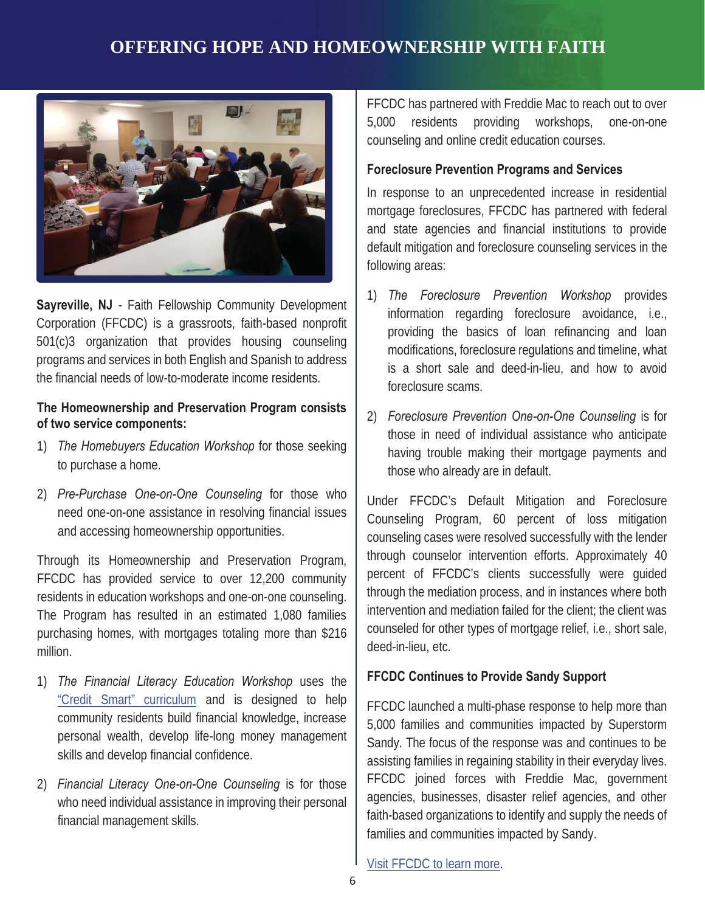# OFFERING HOPE AND HOMEOWNERSHIP WITH FAITH

**Sayreville, NJ** - Faith Fellowship Community Development Corporation (FFCDC) is a grassroots, faith-based nonprofit 501(c)3 organization that provides housing counseling programs and services in both English and Spanish to address the financial needs of low-to-moderate income residents.

**The Homeownership and Preservation Program consists of two service components:**

1) *The Homebuyers Education Workshop* for those seeking to purchase a home.

2) *Pre-Purchase One-on-One Counseling* for those who need one-on-one assistance in resolving financial issues and accessing homeownership opportunities.

Through its Homeownership and Preservation Program, FFCDC has provided service to over 12,200 community residents in education workshops and one-on-one counseling. The Program has resulted in an estimated 1,080 families purchasing homes, with mortgages totaling more than $216 million.

1) *The Financial Literacy Education Workshop* uses the "Credit Smart" curriculum and is designed to help community residents build financial knowledge, increase personal wealth, develop life-long money management skills and develop financial confidence.

2) *Financial Literacy One-on-One Counseling* is for those who need individual assistance in improving their personal financial management skills.

FFCDC has partnered with Freddie Mac to reach out to over 5,000 residents providing workshops, one-on-one counseling and online credit education courses.

**Foreclosure Prevention Programs and Services**

In response to an unprecedented increase in residential mortgage foreclosures, FFCDC has partnered with federal and state agencies and financial institutions to provide default mitigation and foreclosure counseling services in the following areas:

1) *The Foreclosure Prevention Workshop* provides information regarding foreclosure avoidance, i.e., providing the basics of loan refinancing and loan modifications, foreclosure regulations and timeline, what is a short sale and deed-in-lieu, and how to avoid foreclosure scams.

2) *Foreclosure Prevention One-on-One Counseling* is for those in need of individual assistance who anticipate having trouble making their mortgage payments and those who already are in default.

Under FFCDC's Default Mitigation and Foreclosure Counseling Program, 60 percent of loss mitigation counseling cases were resolved successfully with the lender through counselor intervention efforts. Approximately 40 percent of FFCDC's clients successfully were guided through the mediation process, and in instances where both intervention and mediation failed for the client; the client was counseled for other types of mortgage relief, i.e., short sale, deed-in-lieu, etc.

**FFCDC Continues to Provide Sandy Support**

FFCDC launched a multi-phase response to help more than 5,000 families and communities impacted by Superstorm Sandy. The focus of the response was and continues to be assisting families in regaining stability in their everyday lives. FFCDC joined forces with Freddie Mac, government agencies, businesses, disaster relief agencies, and other faith-based organizations to identify and supply the needs of families and communities impacted by Sandy.

Visit FFCDC to learn more.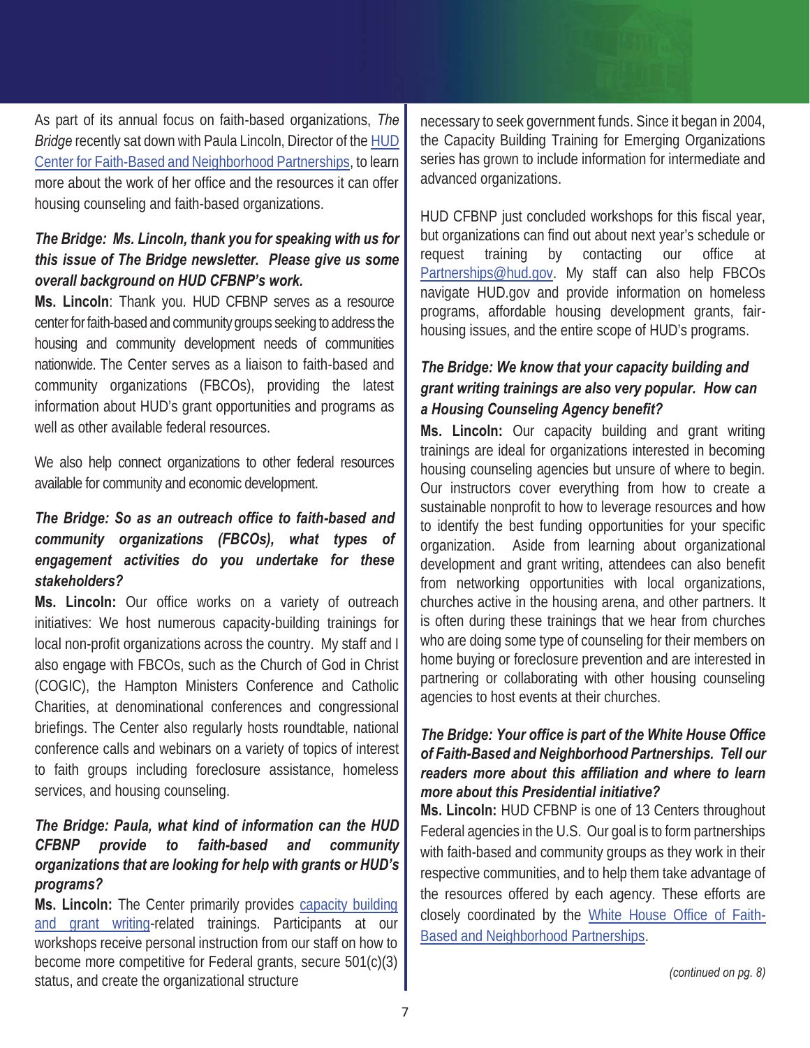As part of its annual focus on faith-based organizations, *The Bridge* recently sat down with Paula Lincoln, Director of the HUD Center for Faith-Based and Neighborhood Partnerships, to learn more about the work of her office and the resources it can offer housing counseling and faith-based organizations.

***The Bridge: Ms. Lincoln, thank you for speaking with us for this issue of The Bridge newsletter. Please give us some overall background on HUD CFBNP's work.***

**Ms. Lincoln**: Thank you. HUD CFBNP serves as a resource center for faith-based and community groups seeking to address the housing and community development needs of communities nationwide. The Center serves as a liaison to faith-based and community organizations (FBCOs), providing the latest information about HUD's grant opportunities and programs as well as other available federal resources.

We also help connect organizations to other federal resources available for community and economic development.

***The Bridge: So as an outreach office to faith-based and community organizations (FBCOs), what types of engagement activities do you undertake for these stakeholders?***

**Ms. Lincoln:** Our office works on a variety of outreach initiatives: We host numerous capacity-building trainings for local non-profit organizations across the country. My staff and I also engage with FBCOs, such as the Church of God in Christ (COGIC), the Hampton Ministers Conference and Catholic Charities, at denominational conferences and congressional briefings. The Center also regularly hosts roundtable, national conference calls and webinars on a variety of topics of interest to faith groups including foreclosure assistance, homeless services, and housing counseling.

***The Bridge: Paula, what kind of information can the HUD CFBNP provide to faith-based and community organizations that are looking for help with grants or HUD's programs?***

**Ms. Lincoln:** The Center primarily provides capacity building and grant writing-related trainings. Participants at our workshops receive personal instruction from our staff on how to become more competitive for Federal grants, secure 501(c)(3) status, and create the organizational structure necessary to seek government funds. Since it began in 2004, the Capacity Building Training for Emerging Organizations series has grown to include information for intermediate and advanced organizations.

HUD CFBNP just concluded workshops for this fiscal year, but organizations can find out about next year's schedule or request training by contacting our office at Partnerships@hud.gov. My staff can also help FBCOs navigate HUD.gov and provide information on homeless programs, affordable housing development grants, fair-housing issues, and the entire scope of HUD's programs.

***The Bridge: We know that your capacity building and grant writing trainings are also very popular. How can a Housing Counseling Agency benefit?***

**Ms. Lincoln:** Our capacity building and grant writing trainings are ideal for organizations interested in becoming housing counseling agencies but unsure of where to begin. Our instructors cover everything from how to create a sustainable nonprofit to how to leverage resources and how to identify the best funding opportunities for your specific organization. Aside from learning about organizational development and grant writing, attendees can also benefit from networking opportunities with local organizations, churches active in the housing arena, and other partners. It is often during these trainings that we hear from churches who are doing some type of counseling for their members on home buying or foreclosure prevention and are interested in partnering or collaborating with other housing counseling agencies to host events at their churches.

***The Bridge: Your office is part of the White House Office of Faith-Based and Neighborhood Partnerships. Tell our readers more about this affiliation and where to learn more about this Presidential initiative?***

**Ms. Lincoln:** HUD CFBNP is one of 13 Centers throughout Federal agencies in the U.S. Our goal is to form partnerships with faith-based and community groups as they work in their respective communities, and to help them take advantage of the resources offered by each agency. These efforts are closely coordinated by the White House Office of Faith-Based and Neighborhood Partnerships.

*(continued on pg. 8)*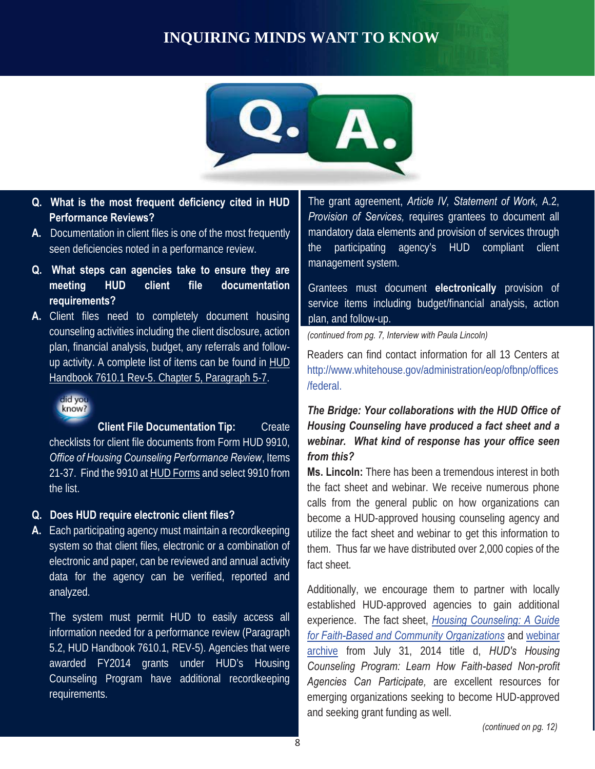# INQUIRING MINDS WANT TO KNOW

**Q. What is the most frequent deficiency cited in HUD Performance Reviews?**

**A.** Documentation in client files is one of the most frequently seen deficiencies noted in a performance review.

**Q. What steps can agencies take to ensure they are meeting HUD client file documentation requirements?**

**A.** Client files need to completely document housing counseling activities including the client disclosure, action plan, financial analysis, budget, any referrals and follow-up activity. A complete list of items can be found in HUD Handbook 7610.1 Rev-5. Chapter 5, Paragraph 5-7.

did you know?

**Client File Documentation Tip:** Create checklists for client file documents from Form HUD 9910, *Office of Housing Counseling Performance Review*, Items 21-37. Find the 9910 at HUD Forms and select 9910 from the list.

**Q. Does HUD require electronic client files?**

**A.** Each participating agency must maintain a recordkeeping system so that client files, electronic or a combination of electronic and paper, can be reviewed and annual activity data for the agency can be verified, reported and analyzed.

The system must permit HUD to easily access all information needed for a performance review (Paragraph 5.2, HUD Handbook 7610.1, REV-5). Agencies that were awarded FY2014 grants under HUD's Housing Counseling Program have additional recordkeeping requirements.

The grant agreement, *Article IV, Statement of Work,* A.2, *Provision of Services,* requires grantees to document all mandatory data elements and provision of services through the participating agency's HUD compliant client management system.

Grantees must document **electronically** provision of service items including budget/financial analysis, action plan, and follow-up.

*(continued from pg. 7, Interview with Paula Lincoln)*

Readers can find contact information for all 13 Centers at http://www.whitehouse.gov/administration/eop/ofbnp/offices/federal.

***The Bridge: Your collaborations with the HUD Office of Housing Counseling have produced a fact sheet and a webinar. What kind of response has your office seen from this?***

**Ms. Lincoln:** There has been a tremendous interest in both the fact sheet and webinar. We receive numerous phone calls from the general public on how organizations can become a HUD-approved housing counseling agency and utilize the fact sheet and webinar to get this information to them. Thus far we have distributed over 2,000 copies of the fact sheet.

Additionally, we encourage them to partner with locally established HUD-approved agencies to gain additional experience. The fact sheet, *Housing Counseling: A Guide for Faith-Based and Community Organizations* and webinar archive from July 31, 2014 title d, *HUD's Housing Counseling Program: Learn How Faith-based Non-profit Agencies Can Participate,* are excellent resources for emerging organizations seeking to become HUD-approved and seeking grant funding as well.

*(continued on pg. 12)*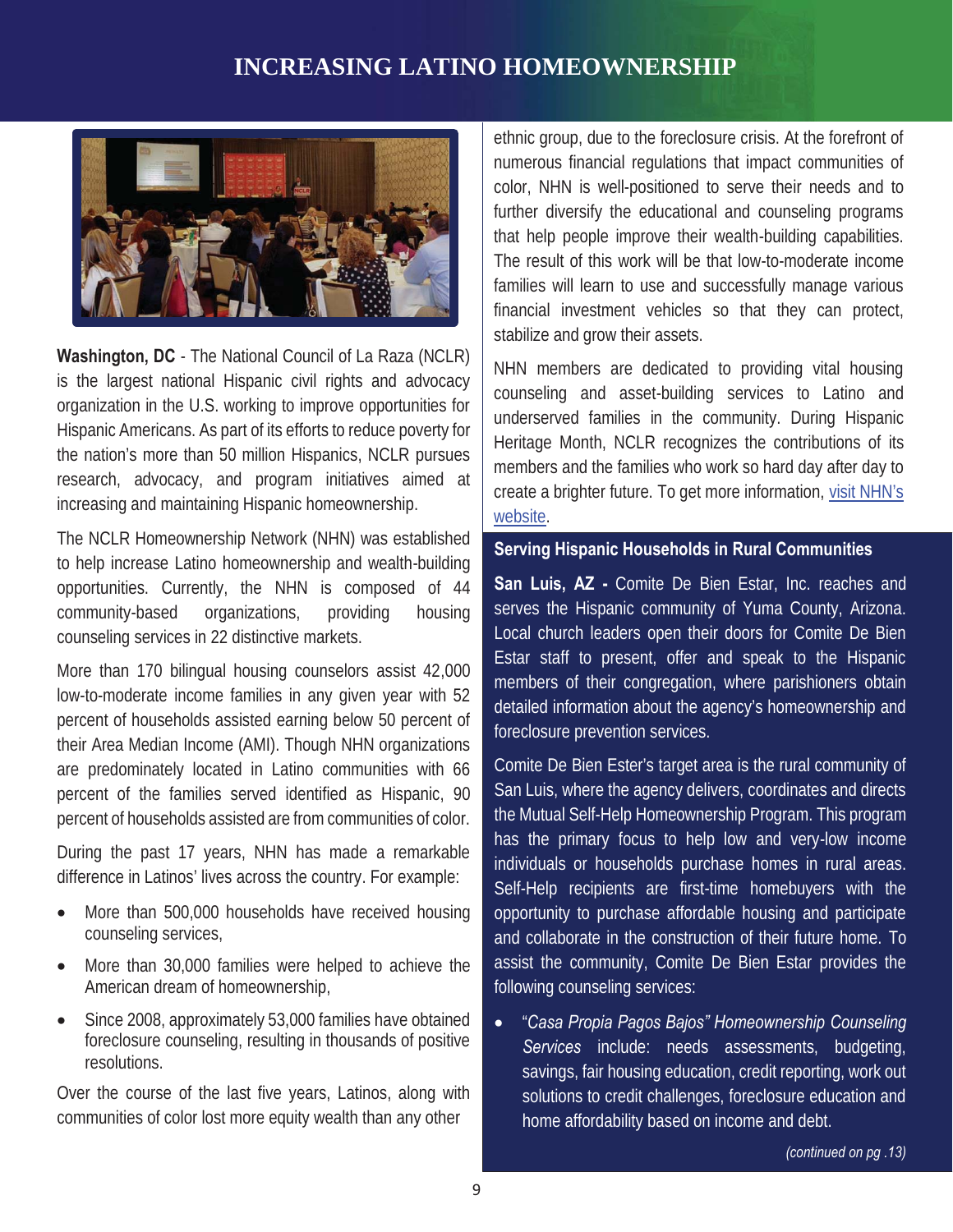# INCREASING LATINO HOMEOWNERSHIP

**Washington, DC** - The National Council of La Raza (NCLR) is the largest national Hispanic civil rights and advocacy organization in the U.S. working to improve opportunities for Hispanic Americans. As part of its efforts to reduce poverty for the nation's more than 50 million Hispanics, NCLR pursues research, advocacy, and program initiatives aimed at increasing and maintaining Hispanic homeownership.

The NCLR Homeownership Network (NHN) was established to help increase Latino homeownership and wealth-building opportunities. Currently, the NHN is composed of 44 community-based organizations, providing housing counseling services in 22 distinctive markets.

More than 170 bilingual housing counselors assist 42,000 low-to-moderate income families in any given year with 52 percent of households assisted earning below 50 percent of their Area Median Income (AMI). Though NHN organizations are predominately located in Latino communities with 66 percent of the families served identified as Hispanic, 90 percent of households assisted are from communities of color.

During the past 17 years, NHN has made a remarkable difference in Latinos' lives across the country. For example:

- More than 500,000 households have received housing counseling services,
- More than 30,000 families were helped to achieve the American dream of homeownership,
- Since 2008, approximately 53,000 families have obtained foreclosure counseling, resulting in thousands of positive resolutions.

Over the course of the last five years, Latinos, along with communities of color lost more equity wealth than any other ethnic group, due to the foreclosure crisis. At the forefront of numerous financial regulations that impact communities of color, NHN is well-positioned to serve their needs and to further diversify the educational and counseling programs that help people improve their wealth-building capabilities. The result of this work will be that low-to-moderate income families will learn to use and successfully manage various financial investment vehicles so that they can protect, stabilize and grow their assets.

NHN members are dedicated to providing vital housing counseling and asset-building services to Latino and underserved families in the community. During Hispanic Heritage Month, NCLR recognizes the contributions of its members and the families who work so hard day after day to create a brighter future. To get more information, visit NHN's website.

## Serving Hispanic Households in Rural Communities

**San Luis, AZ -** Comite De Bien Estar, Inc. reaches and serves the Hispanic community of Yuma County, Arizona. Local church leaders open their doors for Comite De Bien Estar staff to present, offer and speak to the Hispanic members of their congregation, where parishioners obtain detailed information about the agency's homeownership and foreclosure prevention services.

Comite De Bien Ester's target area is the rural community of San Luis, where the agency delivers, coordinates and directs the Mutual Self-Help Homeownership Program. This program has the primary focus to help low and very-low income individuals or households purchase homes in rural areas. Self-Help recipients are first-time homebuyers with the opportunity to purchase affordable housing and participate and collaborate in the construction of their future home. To assist the community, Comite De Bien Estar provides the following counseling services:

- *"Casa Propia Pagos Bajos" Homeownership Counseling Services* include: needs assessments, budgeting, savings, fair housing education, credit reporting, work out solutions to credit challenges, foreclosure education and home affordability based on income and debt.

*(continued on pg .13)*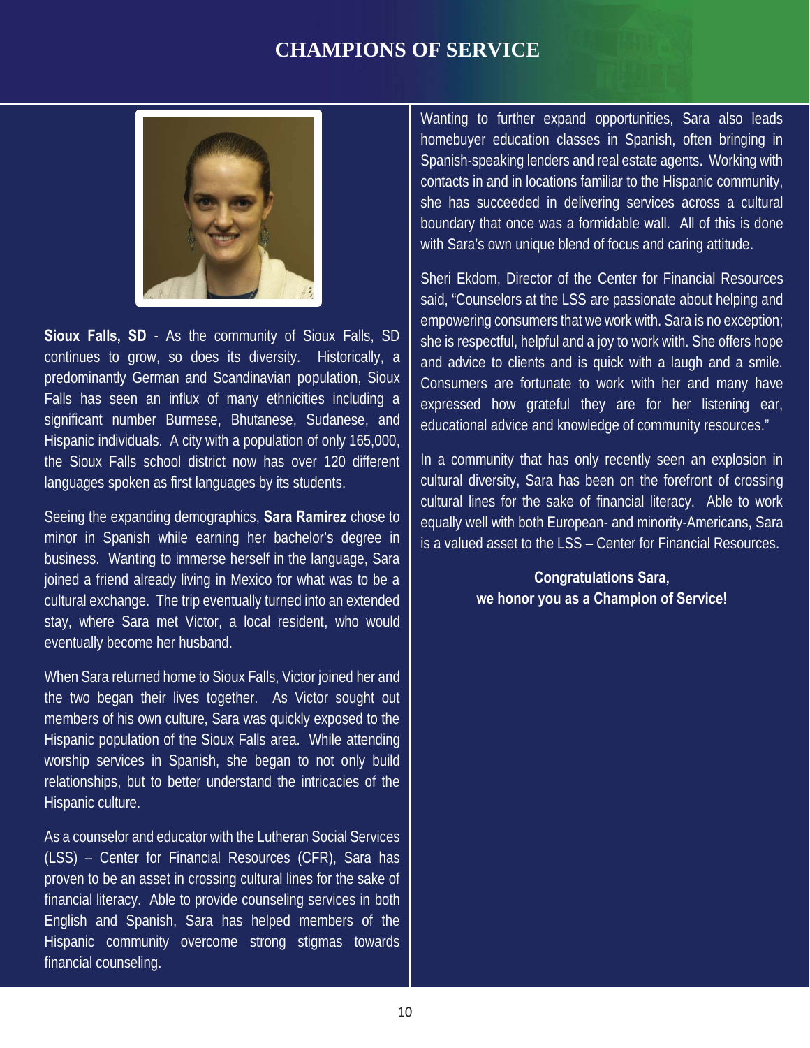# CHAMPIONS OF SERVICE

**Sioux Falls, SD** - As the community of Sioux Falls, SD continues to grow, so does its diversity. Historically, a predominantly German and Scandinavian population, Sioux Falls has seen an influx of many ethnicities including a significant number Burmese, Bhutanese, Sudanese, and Hispanic individuals. A city with a population of only 165,000, the Sioux Falls school district now has over 120 different languages spoken as first languages by its students.

Seeing the expanding demographics, **Sara Ramirez** chose to minor in Spanish while earning her bachelor's degree in business. Wanting to immerse herself in the language, Sara joined a friend already living in Mexico for what was to be a cultural exchange. The trip eventually turned into an extended stay, where Sara met Victor, a local resident, who would eventually become her husband.

When Sara returned home to Sioux Falls, Victor joined her and the two began their lives together. As Victor sought out members of his own culture, Sara was quickly exposed to the Hispanic population of the Sioux Falls area. While attending worship services in Spanish, she began to not only build relationships, but to better understand the intricacies of the Hispanic culture.

As a counselor and educator with the Lutheran Social Services (LSS) – Center for Financial Resources (CFR), Sara has proven to be an asset in crossing cultural lines for the sake of financial literacy. Able to provide counseling services in both English and Spanish, Sara has helped members of the Hispanic community overcome strong stigmas towards financial counseling.

Wanting to further expand opportunities, Sara also leads homebuyer education classes in Spanish, often bringing in Spanish-speaking lenders and real estate agents. Working with contacts in and in locations familiar to the Hispanic community, she has succeeded in delivering services across a cultural boundary that once was a formidable wall. All of this is done with Sara's own unique blend of focus and caring attitude.

Sheri Ekdom, Director of the Center for Financial Resources said, "Counselors at the LSS are passionate about helping and empowering consumers that we work with. Sara is no exception; she is respectful, helpful and a joy to work with. She offers hope and advice to clients and is quick with a laugh and a smile. Consumers are fortunate to work with her and many have expressed how grateful they are for her listening ear, educational advice and knowledge of community resources."

In a community that has only recently seen an explosion in cultural diversity, Sara has been on the forefront of crossing cultural lines for the sake of financial literacy. Able to work equally well with both European- and minority-Americans, Sara is a valued asset to the LSS – Center for Financial Resources.

**Congratulations Sara,**
**we honor you as a Champion of Service!**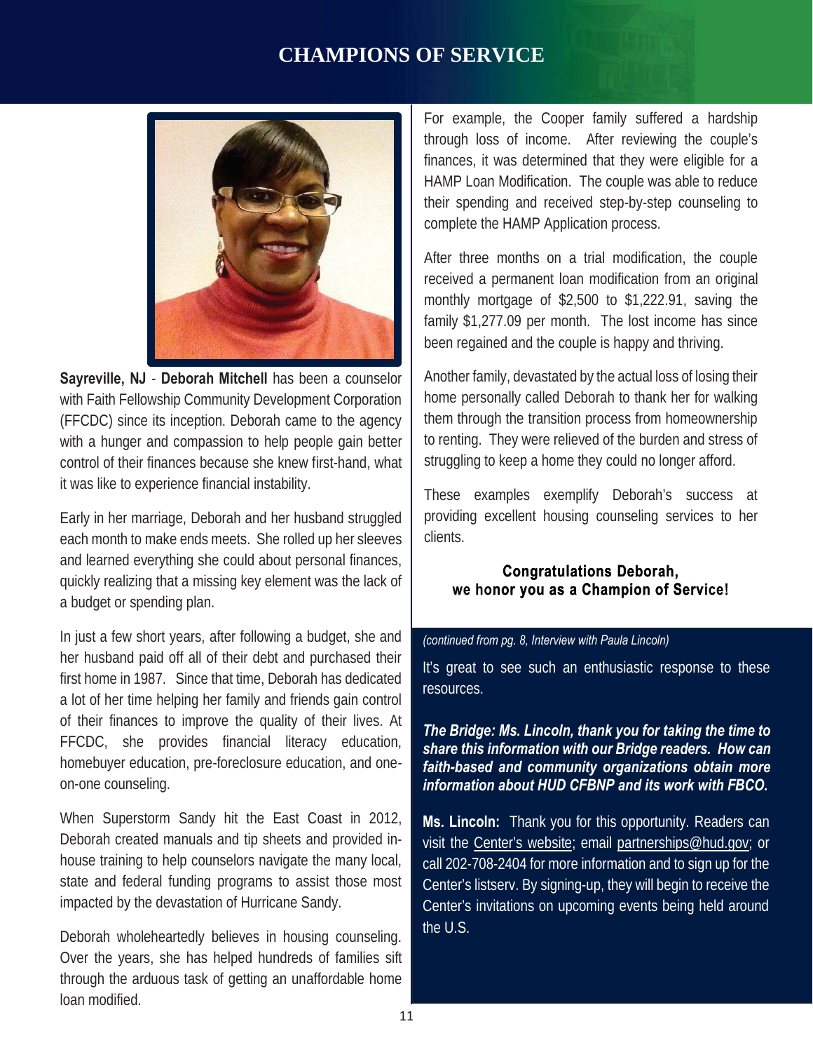# CHAMPIONS OF SERVICE

**Sayreville, NJ** - **Deborah Mitchell** has been a counselor with Faith Fellowship Community Development Corporation (FFCDC) since its inception. Deborah came to the agency with a hunger and compassion to help people gain better control of their finances because she knew first-hand, what it was like to experience financial instability.

Early in her marriage, Deborah and her husband struggled each month to make ends meets. She rolled up her sleeves and learned everything she could about personal finances, quickly realizing that a missing key element was the lack of a budget or spending plan.

In just a few short years, after following a budget, she and her husband paid off all of their debt and purchased their first home in 1987. Since that time, Deborah has dedicated a lot of her time helping her family and friends gain control of their finances to improve the quality of their lives. At FFCDC, she provides financial literacy education, homebuyer education, pre-foreclosure education, and one-on-one counseling.

When Superstorm Sandy hit the East Coast in 2012, Deborah created manuals and tip sheets and provided in-house training to help counselors navigate the many local, state and federal funding programs to assist those most impacted by the devastation of Hurricane Sandy.

Deborah wholeheartedly believes in housing counseling. Over the years, she has helped hundreds of families sift through the arduous task of getting an unaffordable home loan modified.

For example, the Cooper family suffered a hardship through loss of income. After reviewing the couple's finances, it was determined that they were eligible for a HAMP Loan Modification. The couple was able to reduce their spending and received step-by-step counseling to complete the HAMP Application process.

After three months on a trial modification, the couple received a permanent loan modification from an original monthly mortgage of $2,500 to $1,222.91, saving the family $1,277.09 per month. The lost income has since been regained and the couple is happy and thriving.

Another family, devastated by the actual loss of losing their home personally called Deborah to thank her for walking them through the transition process from homeownership to renting. They were relieved of the burden and stress of struggling to keep a home they could no longer afford.

These examples exemplify Deborah's success at providing excellent housing counseling services to her clients.

**Congratulations Deborah, we honor you as a Champion of Service!**

*(continued from pg. 8, Interview with Paula Lincoln)*

It's great to see such an enthusiastic response to these resources.

***The Bridge: Ms. Lincoln, thank you for taking the time to share this information with our Bridge readers. How can faith-based and community organizations obtain more information about HUD CFBNP and its work with FBCO.***

**Ms. Lincoln:** Thank you for this opportunity. Readers can visit the Center's website; email partnerships@hud.gov; or call 202-708-2404 for more information and to sign up for the Center's listserv. By signing-up, they will begin to receive the Center's invitations on upcoming events being held around the U.S.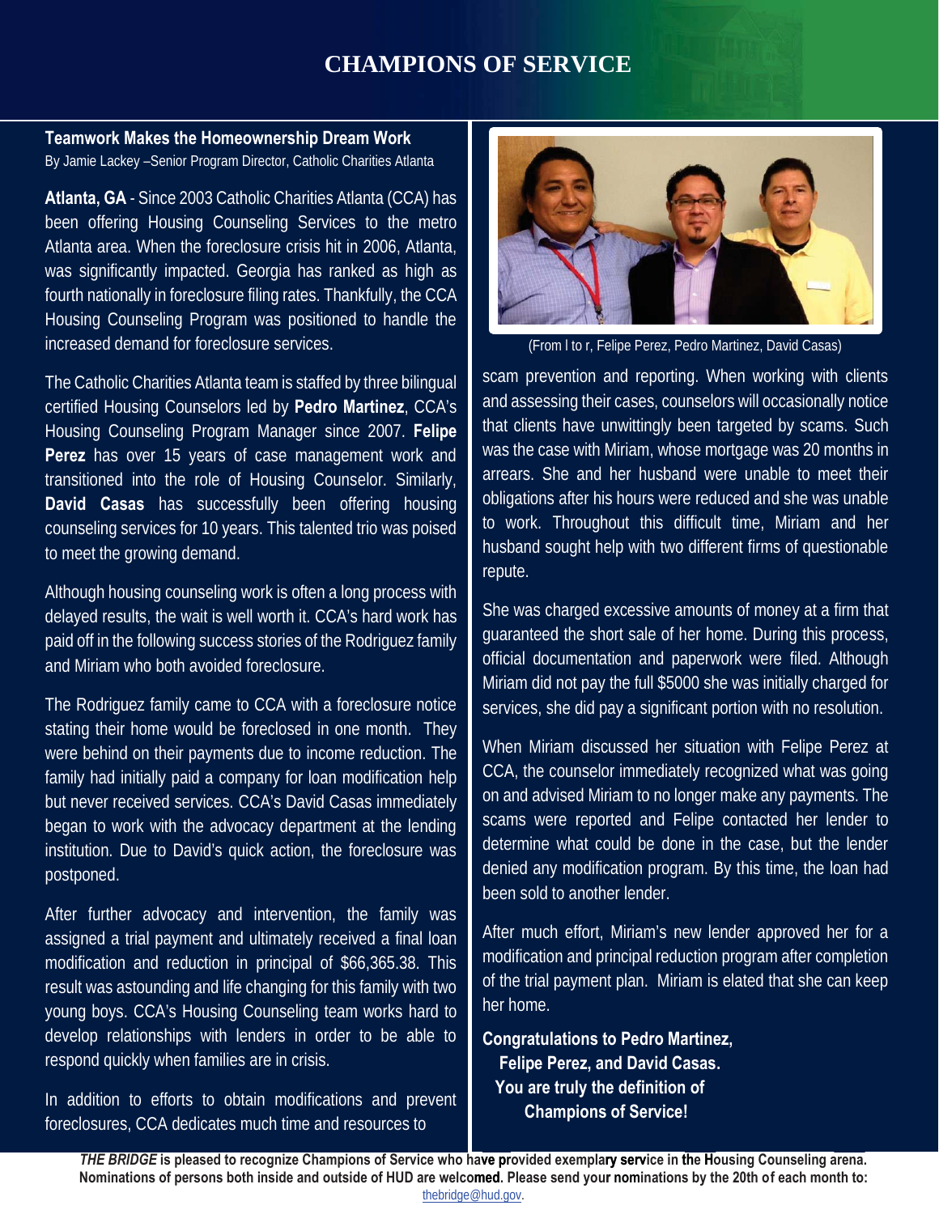# CHAMPIONS OF SERVICE

## Teamwork Makes the Homeownership Dream Work

By Jamie Lackey –Senior Program Director, Catholic Charities Atlanta

**Atlanta, GA** - Since 2003 Catholic Charities Atlanta (CCA) has been offering Housing Counseling Services to the metro Atlanta area. When the foreclosure crisis hit in 2006, Atlanta, was significantly impacted. Georgia has ranked as high as fourth nationally in foreclosure filing rates. Thankfully, the CCA Housing Counseling Program was positioned to handle the increased demand for foreclosure services.

The Catholic Charities Atlanta team is staffed by three bilingual certified Housing Counselors led by **Pedro Martinez**, CCA's Housing Counseling Program Manager since 2007. **Felipe Perez** has over 15 years of case management work and transitioned into the role of Housing Counselor. Similarly, **David Casas** has successfully been offering housing counseling services for 10 years. This talented trio was poised to meet the growing demand.

Although housing counseling work is often a long process with delayed results, the wait is well worth it. CCA's hard work has paid off in the following success stories of the Rodriguez family and Miriam who both avoided foreclosure.

The Rodriguez family came to CCA with a foreclosure notice stating their home would be foreclosed in one month. They were behind on their payments due to income reduction. The family had initially paid a company for loan modification help but never received services. CCA's David Casas immediately began to work with the advocacy department at the lending institution. Due to David's quick action, the foreclosure was postponed.

After further advocacy and intervention, the family was assigned a trial payment and ultimately received a final loan modification and reduction in principal of $66,365.38. This result was astounding and life changing for this family with two young boys. CCA's Housing Counseling team works hard to develop relationships with lenders in order to be able to respond quickly when families are in crisis.

In addition to efforts to obtain modifications and prevent foreclosures, CCA dedicates much time and resources to scam prevention and reporting. When working with clients and assessing their cases, counselors will occasionally notice that clients have unwittingly been targeted by scams. Such was the case with Miriam, whose mortgage was 20 months in arrears. She and her husband were unable to meet their obligations after his hours were reduced and she was unable to work. Throughout this difficult time, Miriam and her husband sought help with two different firms of questionable repute.

(From l to r, Felipe Perez, Pedro Martinez, David Casas)

She was charged excessive amounts of money at a firm that guaranteed the short sale of her home. During this process, official documentation and paperwork were filed. Although Miriam did not pay the full $5000 she was initially charged for services, she did pay a significant portion with no resolution.

When Miriam discussed her situation with Felipe Perez at CCA, the counselor immediately recognized what was going on and advised Miriam to no longer make any payments. The scams were reported and Felipe contacted her lender to determine what could be done in the case, but the lender denied any modification program. By this time, the loan had been sold to another lender.

After much effort, Miriam's new lender approved her for a modification and principal reduction program after completion of the trial payment plan. Miriam is elated that she can keep her home.

**Congratulations to Pedro Martinez, Felipe Perez, and David Casas. You are truly the definition of Champions of Service!**

***THE BRIDGE* is pleased to recognize Champions of Service who have provided exemplary service in the Housing Counseling arena. Nominations of persons both inside and outside of HUD are welcomed. Please send your nominations by the 20th of each month to:** thebridge@hud.gov.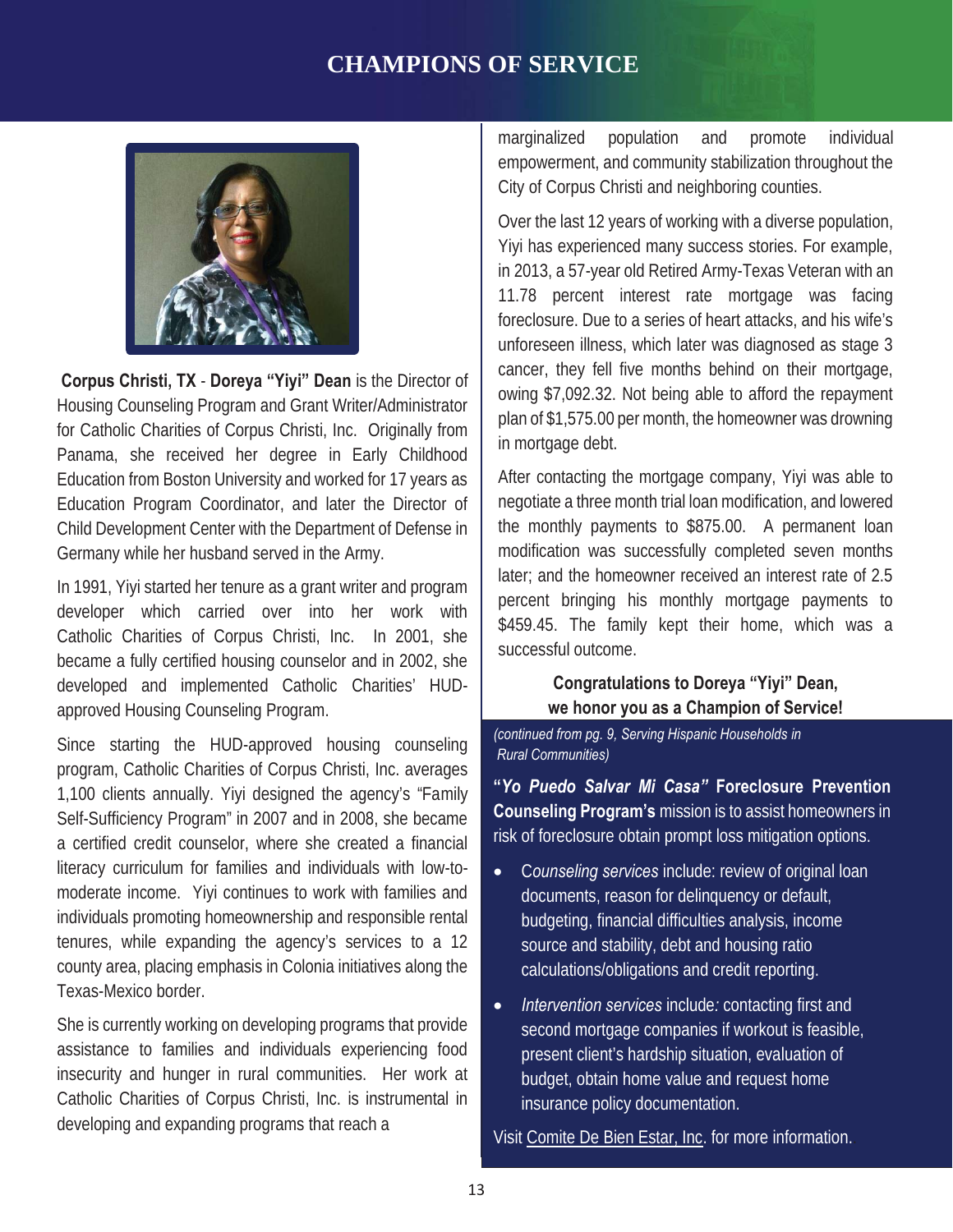# CHAMPIONS OF SERVICE

**Corpus Christi, TX** - **Doreya "Yiyi" Dean** is the Director of Housing Counseling Program and Grant Writer/Administrator for Catholic Charities of Corpus Christi, Inc. Originally from Panama, she received her degree in Early Childhood Education from Boston University and worked for 17 years as Education Program Coordinator, and later the Director of Child Development Center with the Department of Defense in Germany while her husband served in the Army.

In 1991, Yiyi started her tenure as a grant writer and program developer which carried over into her work with Catholic Charities of Corpus Christi, Inc. In 2001, she became a fully certified housing counselor and in 2002, she developed and implemented Catholic Charities' HUD-approved Housing Counseling Program.

Since starting the HUD-approved housing counseling program, Catholic Charities of Corpus Christi, Inc. averages 1,100 clients annually. Yiyi designed the agency's "Family Self-Sufficiency Program" in 2007 and in 2008, she became a certified credit counselor, where she created a financial literacy curriculum for families and individuals with low-to-moderate income. Yiyi continues to work with families and individuals promoting homeownership and responsible rental tenures, while expanding the agency's services to a 12 county area, placing emphasis in Colonia initiatives along the Texas-Mexico border.

She is currently working on developing programs that provide assistance to families and individuals experiencing food insecurity and hunger in rural communities. Her work at Catholic Charities of Corpus Christi, Inc. is instrumental in developing and expanding programs that reach a marginalized population and promote individual empowerment, and community stabilization throughout the City of Corpus Christi and neighboring counties.

Over the last 12 years of working with a diverse population, Yiyi has experienced many success stories. For example, in 2013, a 57-year old Retired Army-Texas Veteran with an 11.78 percent interest rate mortgage was facing foreclosure. Due to a series of heart attacks, and his wife's unforeseen illness, which later was diagnosed as stage 3 cancer, they fell five months behind on their mortgage, owing $7,092.32. Not being able to afford the repayment plan of $1,575.00 per month, the homeowner was drowning in mortgage debt.

After contacting the mortgage company, Yiyi was able to negotiate a three month trial loan modification, and lowered the monthly payments to $875.00. A permanent loan modification was successfully completed seven months later; and the homeowner received an interest rate of 2.5 percent bringing his monthly mortgage payments to $459.45. The family kept their home, which was a successful outcome.

**Congratulations to Doreya "Yiyi" Dean, we honor you as a Champion of Service!**

*(continued from pg. 9, Serving Hispanic Households in Rural Communities)*

**"*Yo Puedo Salvar Mi Casa*" Foreclosure Prevention Counseling Program's** mission is to assist homeowners in risk of foreclosure obtain prompt loss mitigation options.

- C*ounseling services* include: review of original loan documents, reason for delinquency or default, budgeting, financial difficulties analysis, income source and stability, debt and housing ratio calculations/obligations and credit reporting.
- *Intervention services* include*:* contacting first and second mortgage companies if workout is feasible, present client's hardship situation, evaluation of budget, obtain home value and request home insurance policy documentation.

Visit Comite De Bien Estar, Inc. for more information.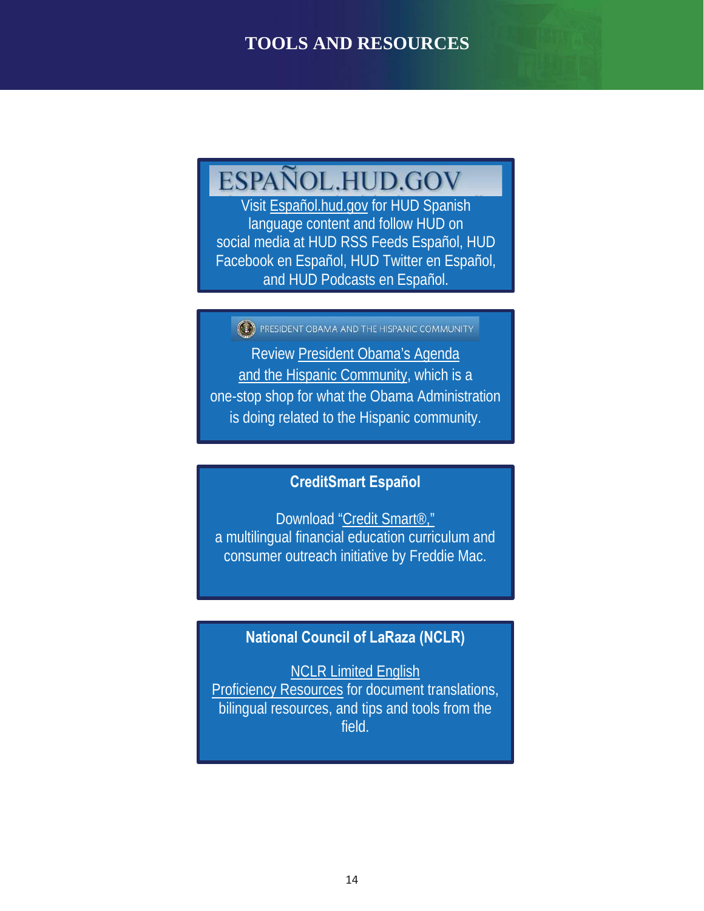# TOOLS AND RESOURCES

## ESPAÑOL.HUD.GOV

Visit Español.hud.gov for HUD Spanish language content and follow HUD on social media at HUD RSS Feeds Español, HUD Facebook en Español, HUD Twitter en Español, and HUD Podcasts en Español.

## PRESIDENT OBAMA AND THE HISPANIC COMMUNITY

Review President Obama's Agenda and the Hispanic Community, which is a one-stop shop for what the Obama Administration is doing related to the Hispanic community.

## CreditSmart Español

Download "Credit Smart®," a multilingual financial education curriculum and consumer outreach initiative by Freddie Mac.

## National Council of LaRaza (NCLR)

NCLR Limited English Proficiency Resources for document translations, bilingual resources, and tips and tools from the field.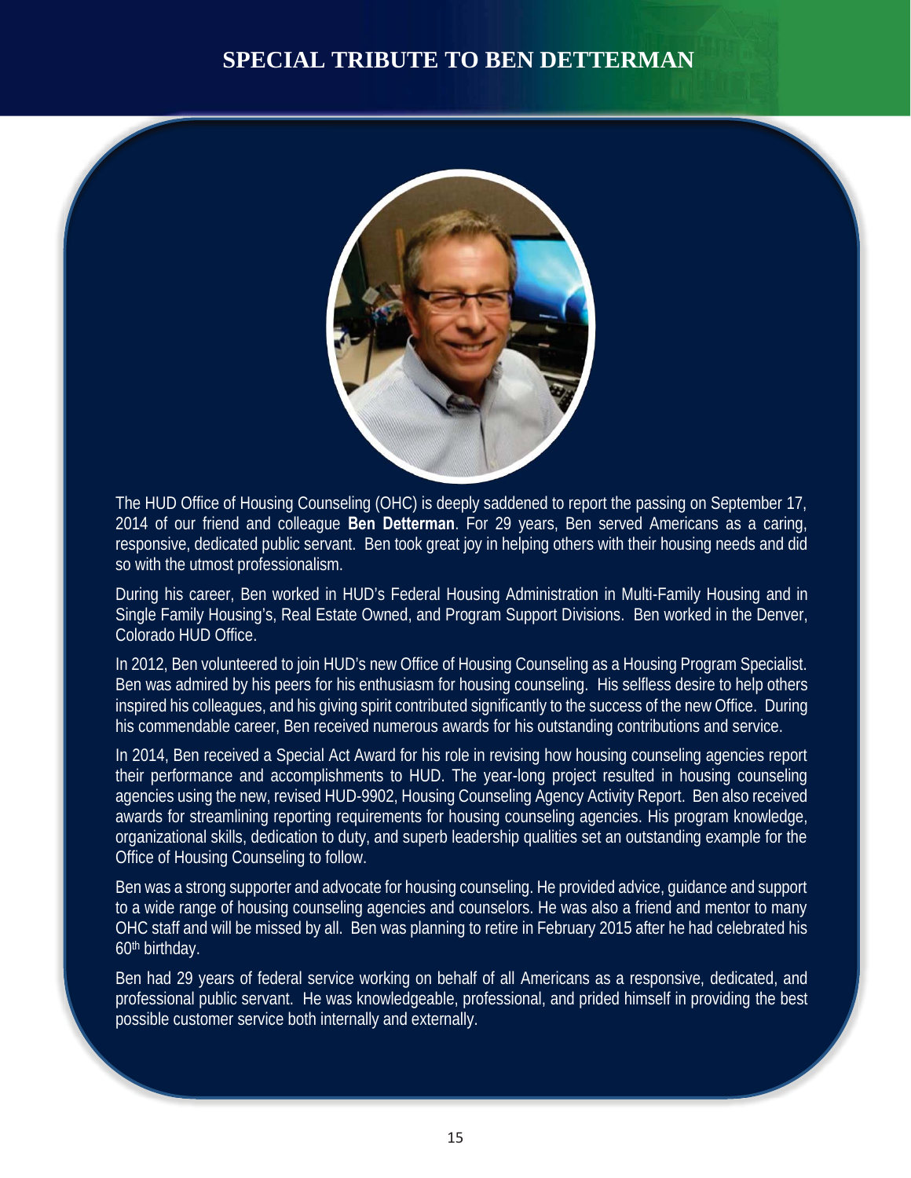# SPECIAL TRIBUTE TO BEN DETTERMAN

The HUD Office of Housing Counseling (OHC) is deeply saddened to report the passing on September 17, 2014 of our friend and colleague **Ben Detterman**. For 29 years, Ben served Americans as a caring, responsive, dedicated public servant. Ben took great joy in helping others with their housing needs and did so with the utmost professionalism.

During his career, Ben worked in HUD's Federal Housing Administration in Multi-Family Housing and in Single Family Housing's, Real Estate Owned, and Program Support Divisions. Ben worked in the Denver, Colorado HUD Office.

In 2012, Ben volunteered to join HUD's new Office of Housing Counseling as a Housing Program Specialist. Ben was admired by his peers for his enthusiasm for housing counseling. His selfless desire to help others inspired his colleagues, and his giving spirit contributed significantly to the success of the new Office. During his commendable career, Ben received numerous awards for his outstanding contributions and service.

In 2014, Ben received a Special Act Award for his role in revising how housing counseling agencies report their performance and accomplishments to HUD. The year-long project resulted in housing counseling agencies using the new, revised HUD-9902, Housing Counseling Agency Activity Report. Ben also received awards for streamlining reporting requirements for housing counseling agencies. His program knowledge, organizational skills, dedication to duty, and superb leadership qualities set an outstanding example for the Office of Housing Counseling to follow.

Ben was a strong supporter and advocate for housing counseling. He provided advice, guidance and support to a wide range of housing counseling agencies and counselors. He was also a friend and mentor to many OHC staff and will be missed by all. Ben was planning to retire in February 2015 after he had celebrated his 60th birthday.

Ben had 29 years of federal service working on behalf of all Americans as a responsive, dedicated, and professional public servant. He was knowledgeable, professional, and prided himself in providing the best possible customer service both internally and externally.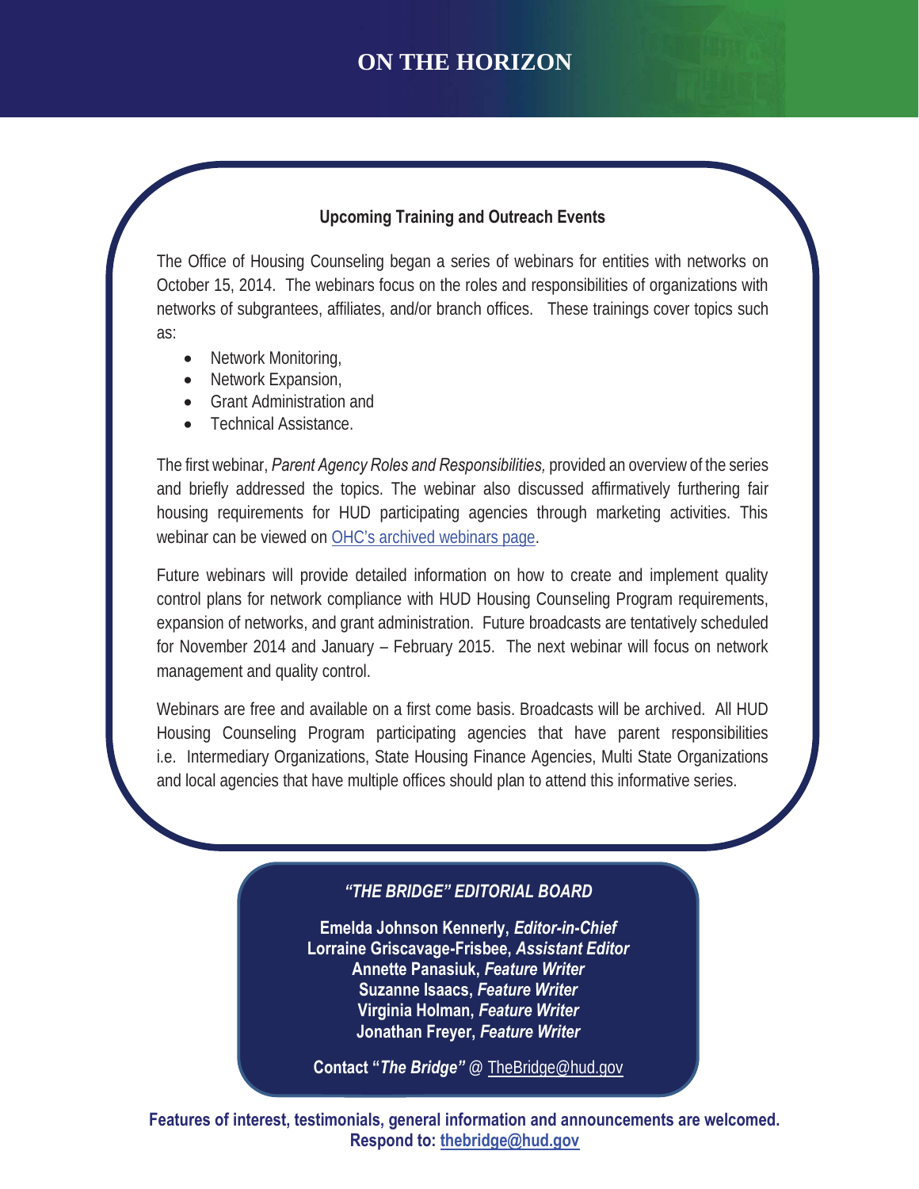# ON THE HORIZON

### Upcoming Training and Outreach Events

The Office of Housing Counseling began a series of webinars for entities with networks on October 15, 2014. The webinars focus on the roles and responsibilities of organizations with networks of subgrantees, affiliates, and/or branch offices. These trainings cover topics such as:

- Network Monitoring,
- Network Expansion,
- Grant Administration and
- Technical Assistance.

The first webinar, *Parent Agency Roles and Responsibilities,* provided an overview of the series and briefly addressed the topics. The webinar also discussed affirmatively furthering fair housing requirements for HUD participating agencies through marketing activities. This webinar can be viewed on OHC's archived webinars page.

Future webinars will provide detailed information on how to create and implement quality control plans for network compliance with HUD Housing Counseling Program requirements, expansion of networks, and grant administration. Future broadcasts are tentatively scheduled for November 2014 and January – February 2015. The next webinar will focus on network management and quality control.

Webinars are free and available on a first come basis. Broadcasts will be archived. All HUD Housing Counseling Program participating agencies that have parent responsibilities i.e. Intermediary Organizations, State Housing Finance Agencies, Multi State Organizations and local agencies that have multiple offices should plan to attend this informative series.

### *"THE BRIDGE" EDITORIAL BOARD*

**Emelda Johnson Kennerly, *Editor-in-Chief***
**Lorraine Griscavage-Frisbee, *Assistant Editor***
**Annette Panasiuk, *Feature Writer***
**Suzanne Isaacs, *Feature Writer***
**Virginia Holman, *Feature Writer***
**Jonathan Freyer, *Feature Writer***

**Contact "*The Bridge*"** @ TheBridge@hud.gov

**Features of interest, testimonials, general information and announcements are welcomed. Respond to: thebridge@hud.gov**